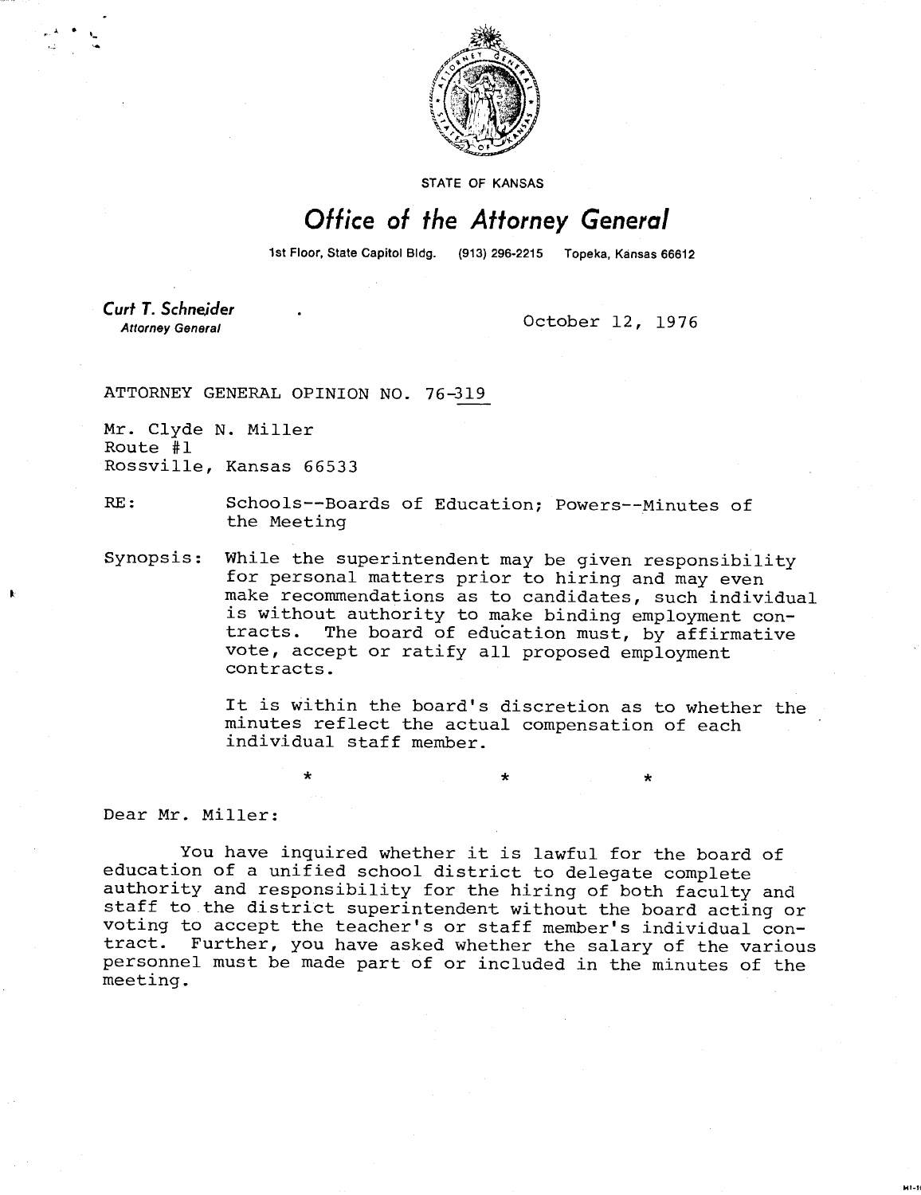STATE OF KANSAS

# Office of the Attorney General

1st Floor, State Capitol Bldg. (913) 296-2215 Topeka, Kansas 66612

**Curt T. Schneider**
*Attorney General*

October 12, 1976

ATTORNEY GENERAL OPINION NO. 76-319

Mr. Clyde N. Miller
Route #1
Rossville, Kansas 66533

RE: Schools--Boards of Education; Powers--Minutes of the Meeting

Synopsis: While the superintendent may be given responsibility for personal matters prior to hiring and may even make recommendations as to candidates, such individual is without authority to make binding employment contracts. The board of education must, by affirmative vote, accept or ratify all proposed employment contracts.

It is within the board's discretion as to whether the minutes reflect the actual compensation of each individual staff member.

\* \* \*

Dear Mr. Miller:

You have inquired whether it is lawful for the board of education of a unified school district to delegate complete authority and responsibility for the hiring of both faculty and staff to the district superintendent without the board acting or voting to accept the teacher's or staff member's individual contract. Further, you have asked whether the salary of the various personnel must be made part of or included in the minutes of the meeting.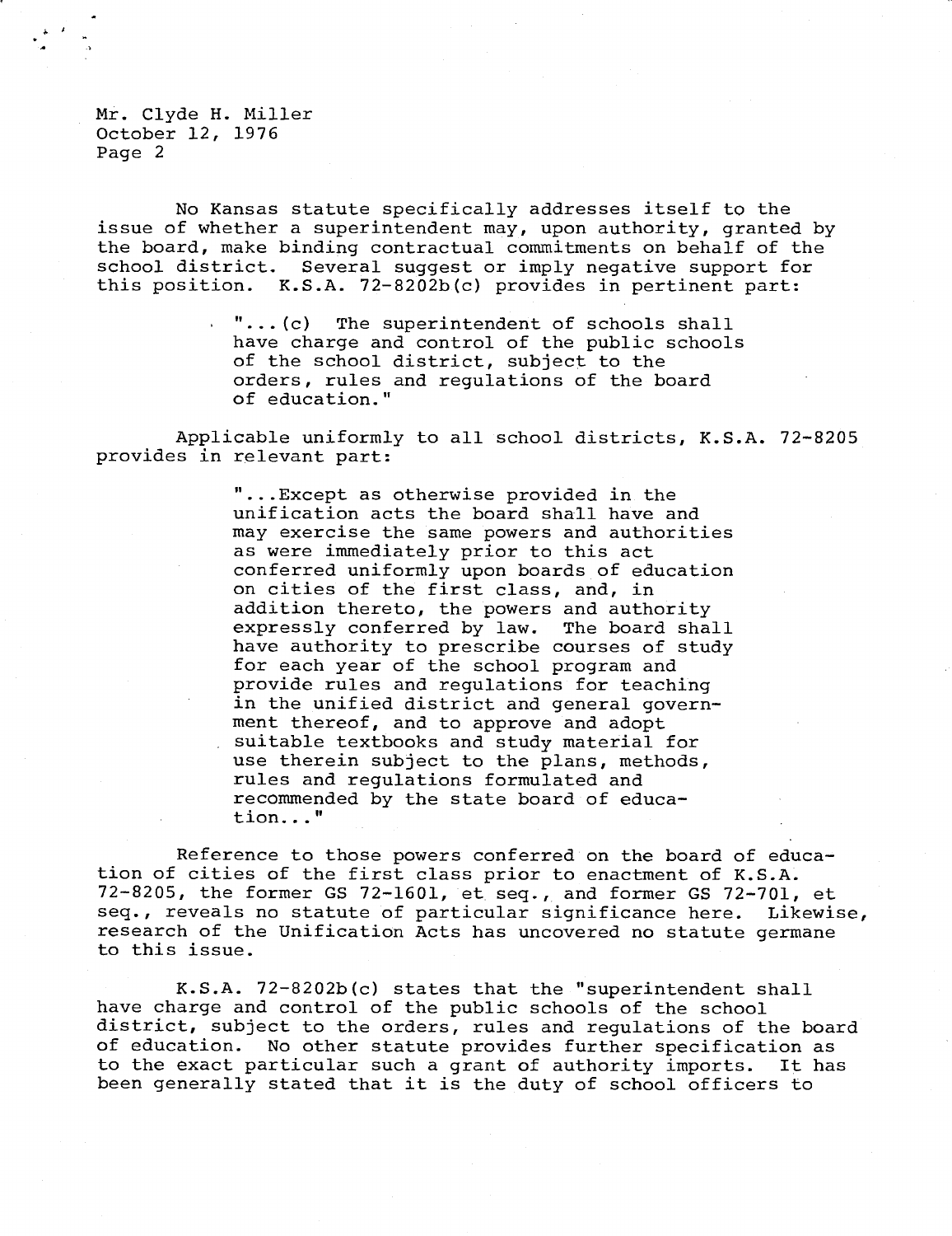No Kansas statute specifically addresses itself to the issue of whether a superintendent may, upon authority, granted by the board, make binding contractual commitments on behalf of the school district. Several suggest or imply negative support for this position. K.S.A. 72-8202b(c) provides in pertinent part:

> "...(c) The superintendent of schools shall have charge and control of the public schools of the school district, subject to the orders, rules and regulations of the board of education."

Applicable uniformly to all school districts, K.S.A. 72-8205 provides in relevant part:

> "...Except as otherwise provided in the unification acts the board shall have and may exercise the same powers and authorities as were immediately prior to this act conferred uniformly upon boards of education on cities of the first class, and, in addition thereto, the powers and authority expressly conferred by law. The board shall have authority to prescribe courses of study for each year of the school program and provide rules and regulations for teaching in the unified district and general government thereof, and to approve and adopt suitable textbooks and study material for use therein subject to the plans, methods, rules and regulations formulated and recommended by the state board of education..."

Reference to those powers conferred on the board of education of cities of the first class prior to enactment of K.S.A. 72-8205, the former GS 72-1601, et seq., and former GS 72-701, et seq., reveals no statute of particular significance here. Likewise, research of the Unification Acts has uncovered no statute germane to this issue.

K.S.A. 72-8202b(c) states that the "superintendent shall have charge and control of the public schools of the school district, subject to the orders, rules and regulations of the board of education. No other statute provides further specification as to the exact particular such a grant of authority imports. It has been generally stated that it is the duty of school officers to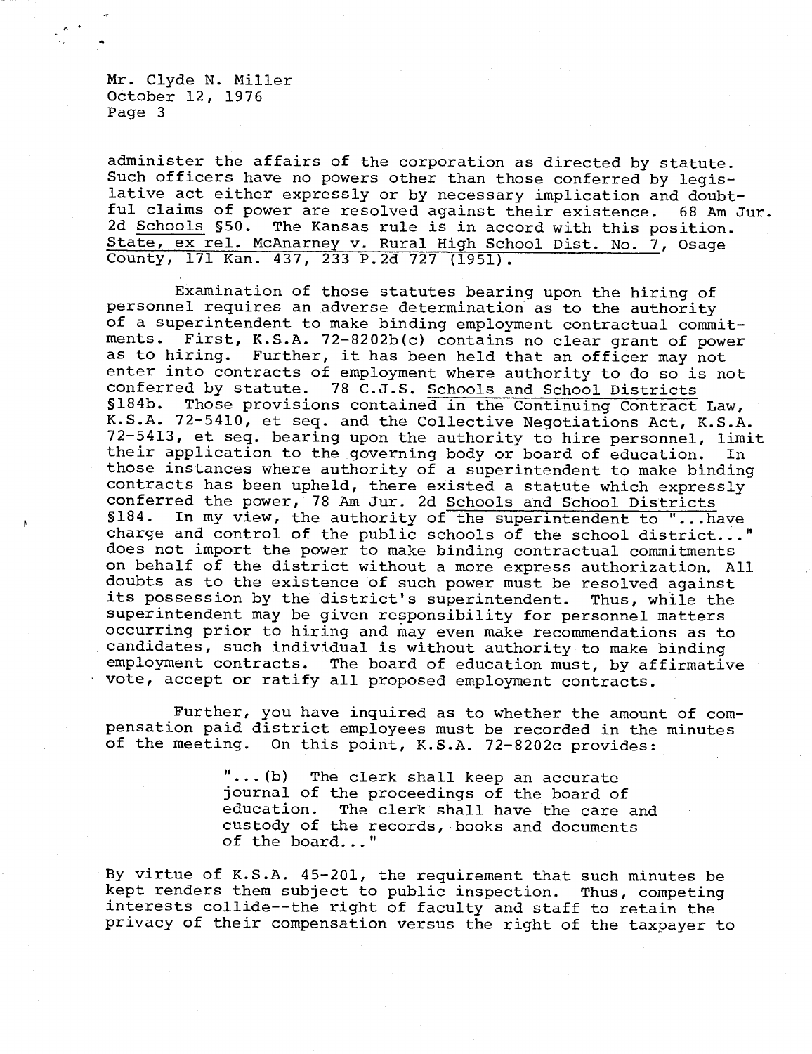administer the affairs of the corporation as directed by statute. Such officers have no powers other than those conferred by legislative act either expressly or by necessary implication and doubtful claims of power are resolved against their existence. 68 Am Jur. 2d Schools §50. The Kansas rule is in accord with this position. State, ex rel. McAnarney v. Rural High School Dist. No. 7, Osage County, 171 Kan. 437, 233 P.2d 727 (1951).

Examination of those statutes bearing upon the hiring of personnel requires an adverse determination as to the authority of a superintendent to make binding employment contractual commitments. First, K.S.A. 72-8202b(c) contains no clear grant of power as to hiring. Further, it has been held that an officer may not enter into contracts of employment where authority to do so is not conferred by statute. 78 C.J.S. Schools and School Districts §184b. Those provisions contained in the Continuing Contract Law, K.S.A. 72-5410, et seq. and the Collective Negotiations Act, K.S.A. 72-5413, et seq. bearing upon the authority to hire personnel, limit their application to the governing body or board of education. In those instances where authority of a superintendent to make binding contracts has been upheld, there existed a statute which expressly conferred the power, 78 Am Jur. 2d Schools and School Districts §184. In my view, the authority of the superintendent to "...have charge and control of the public schools of the school district..." does not import the power to make binding contractual commitments on behalf of the district without a more express authorization. All doubts as to the existence of such power must be resolved against its possession by the district's superintendent. Thus, while the superintendent may be given responsibility for personnel matters occurring prior to hiring and may even make recommendations as to candidates, such individual is without authority to make binding employment contracts. The board of education must, by affirmative vote, accept or ratify all proposed employment contracts.

Further, you have inquired as to whether the amount of compensation paid district employees must be recorded in the minutes of the meeting. On this point, K.S.A. 72-8202c provides:

> "...(b) The clerk shall keep an accurate journal of the proceedings of the board of education. The clerk shall have the care and custody of the records, books and documents of the board..."

By virtue of K.S.A. 45-201, the requirement that such minutes be kept renders them subject to public inspection. Thus, competing interests collide--the right of faculty and staff to retain the privacy of their compensation versus the right of the taxpayer to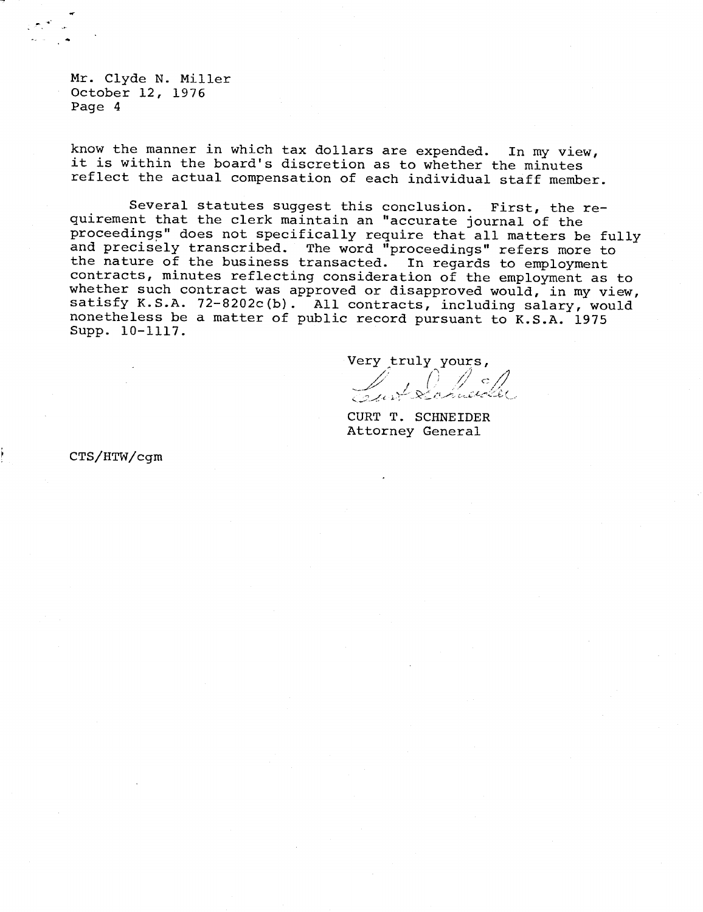know the manner in which tax dollars are expended. In my view, it is within the board's discretion as to whether the minutes reflect the actual compensation of each individual staff member.

Several statutes suggest this conclusion. First, the requirement that the clerk maintain an "accurate journal of the proceedings" does not specifically require that all matters be fully and precisely transcribed. The word "proceedings" refers more to the nature of the business transacted. In regards to employment contracts, minutes reflecting consideration of the employment as to whether such contract was approved or disapproved would, in my view, satisfy K.S.A. 72-8202c(b). All contracts, including salary, would nonetheless be a matter of public record pursuant to K.S.A. 1975 Supp. 10-1117.

Very truly yours,

CURT T. SCHNEIDER
Attorney General

CTS/HTW/cgm